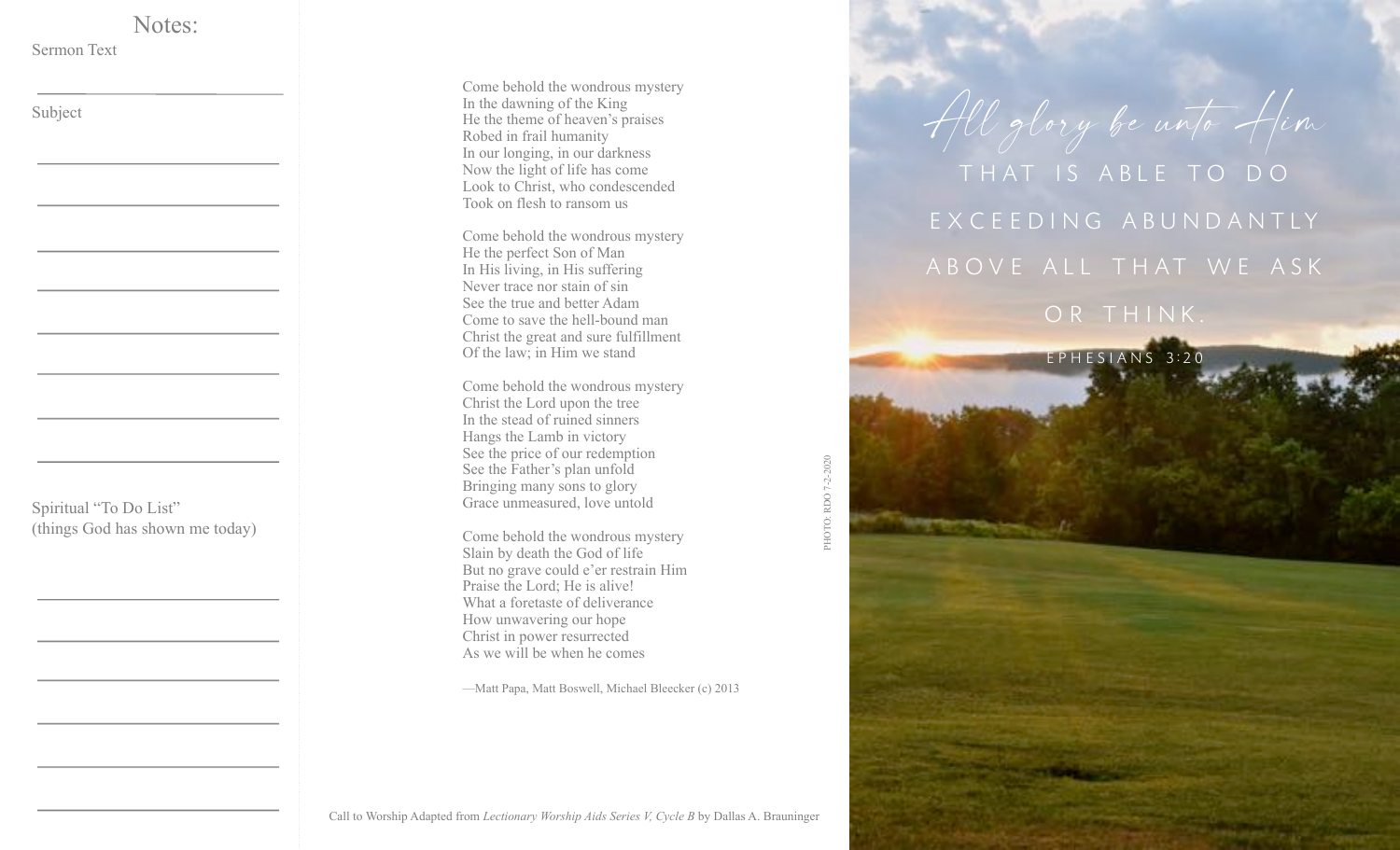## Notes:

Sermon Text

___________________________

Subject

___________________________

___________________________

___________________________

___________________________

___________________________

___________________________

___________________________

___________________________

Spiritual "To Do List"
(things God has shown me today)

___________________________

___________________________

___________________________

___________________________

___________________________

___________________________

Come behold the wondrous mystery
In the dawning of the King
He the theme of heaven's praises
Robed in frail humanity
In our longing, in our darkness
Now the light of life has come
Look to Christ, who condescended
Took on flesh to ransom us

Come behold the wondrous mystery
He the perfect Son of Man
In His living, in His suffering
Never trace nor stain of sin
See the true and better Adam
Come to save the hell-bound man
Christ the great and sure fulfillment
Of the law; in Him we stand

Come behold the wondrous mystery
Christ the Lord upon the tree
In the stead of ruined sinners
Hangs the Lamb in victory
See the price of our redemption
See the Father's plan unfold
Bringing many sons to glory
Grace unmeasured, love untold

Come behold the wondrous mystery
Slain by death the God of life
But no grave could e'er restrain Him
Praise the Lord; He is alive!
What a foretaste of deliverance
How unwavering our hope
Christ in power resurrected
As we will be when he comes

—Matt Papa, Matt Boswell, Michael Bleecker (c) 2013

Call to Worship Adapted from *Lectionary Worship Aids Series V, Cycle B* by Dallas A. Brauninger

PHOTO: RDO 7-2-2020

*All glory be unto Him*
THAT IS ABLE TO DO EXCEEDING ABUNDANTLY ABOVE ALL THAT WE ASK OR THINK.
EPHESIANS 3:20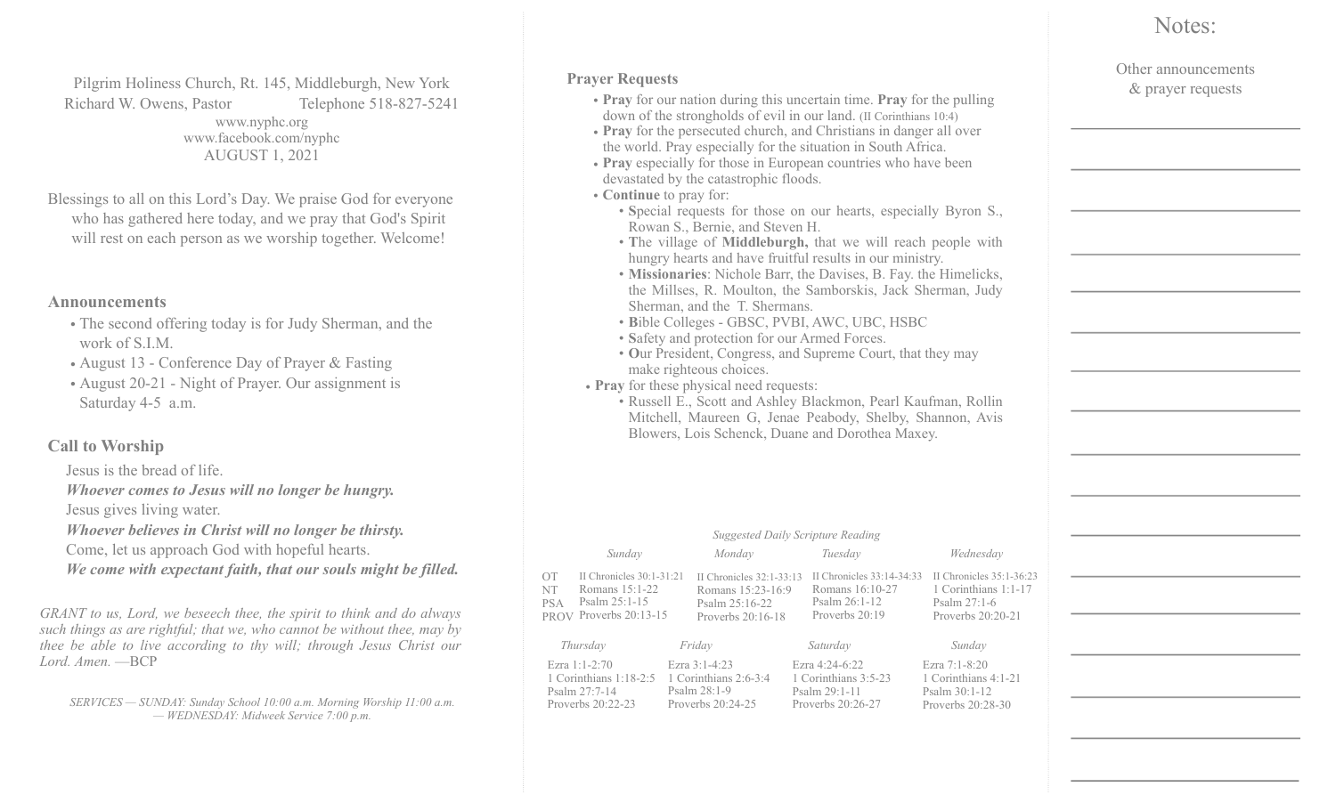Pilgrim Holiness Church, Rt. 145, Middleburgh, New York
Richard W. Owens, Pastor Telephone 518-827-5241
www.nyphc.org
www.facebook.com/nyphc
AUGUST 1, 2021

Blessings to all on this Lord's Day. We praise God for everyone who has gathered here today, and we pray that God's Spirit will rest on each person as we worship together. Welcome!

## Announcements

- The second offering today is for Judy Sherman, and the work of S.I.M.
- August 13 - Conference Day of Prayer & Fasting
- August 20-21 - Night of Prayer. Our assignment is Saturday 4-5 a.m.

## Call to Worship

Jesus is the bread of life.
***Whoever comes to Jesus will no longer be hungry.***
Jesus gives living water.
***Whoever believes in Christ will no longer be thirsty.***
Come, let us approach God with hopeful hearts.
***We come with expectant faith, that our souls might be filled.***

*GRANT to us, Lord, we beseech thee, the spirit to think and do always such things as are rightful; that we, who cannot be without thee, may by thee be able to live according to thy will; through Jesus Christ our Lord. Amen.* —BCP

*SERVICES — SUNDAY: Sunday School 10:00 a.m. Morning Worship 11:00 a.m. — WEDNESDAY: Midweek Service 7:00 p.m.*

## Prayer Requests

- **Pray** for our nation during this uncertain time. **Pray** for the pulling down of the strongholds of evil in our land. (II Corinthians 10:4)
- **Pray** for the persecuted church, and Christians in danger all over the world. Pray especially for the situation in South Africa.
- **Pray** especially for those in European countries who have been devastated by the catastrophic floods.
- **Continue** to pray for:
  - **S**pecial requests for those on our hearts, especially Byron S., Rowan S., Bernie, and Steven H.
  - **T**he village of **Middleburgh,** that we will reach people with hungry hearts and have fruitful results in our ministry.
  - **Missionaries**: Nichole Barr, the Davises, B. Fay. the Himelicks, the Millses, R. Moulton, the Samborskis, Jack Sherman, Judy Sherman, and the T. Shermans.
  - **B**ible Colleges - GBSC, PVBI, AWC, UBC, HSBC
  - **S**afety and protection for our Armed Forces.
  - **O**ur President, Congress, and Supreme Court, that they may make righteous choices.
- **Pray** for these physical need requests:
  - Russell E., Scott and Ashley Blackmon, Pearl Kaufman, Rollin Mitchell, Maureen G, Jenae Peabody, Shelby, Shannon, Avis Blowers, Lois Schenck, Duane and Dorothea Maxey.

*Suggested Daily Scripture Reading*

| | *Sunday* | *Monday* | *Tuesday* | *Wednesday* |
|---|---|---|---|---|
| OT | II Chronicles 30:1-31:21 | II Chronicles 32:1-33:13 | II Chronicles 33:14-34:33 | II Chronicles 35:1-36:23 |
| NT | Romans 15:1-22 | Romans 15:23-16:9 | Romans 16:10-27 | 1 Corinthians 1:1-17 |
| PSA | Psalm 25:1-15 | Psalm 25:16-22 | Psalm 26:1-12 | Psalm 27:1-6 |
| PROV | Proverbs 20:13-15 | Proverbs 20:16-18 | Proverbs 20:19 | Proverbs 20:20-21 |

| *Thursday* | *Friday* | *Saturday* | *Sunday* |
|---|---|---|---|
| Ezra 1:1-2:70 | Ezra 3:1-4:23 | Ezra 4:24-6:22 | Ezra 7:1-8:20 |
| 1 Corinthians 1:18-2:5 | 1 Corinthians 2:6-3:4 | 1 Corinthians 3:5-23 | 1 Corinthians 4:1-21 |
| Psalm 27:7-14 | Psalm 28:1-9 | Psalm 29:1-11 | Psalm 30:1-12 |
| Proverbs 20:22-23 | Proverbs 20:24-25 | Proverbs 20:26-27 | Proverbs 20:28-30 |

## Notes:

Other announcements & prayer requests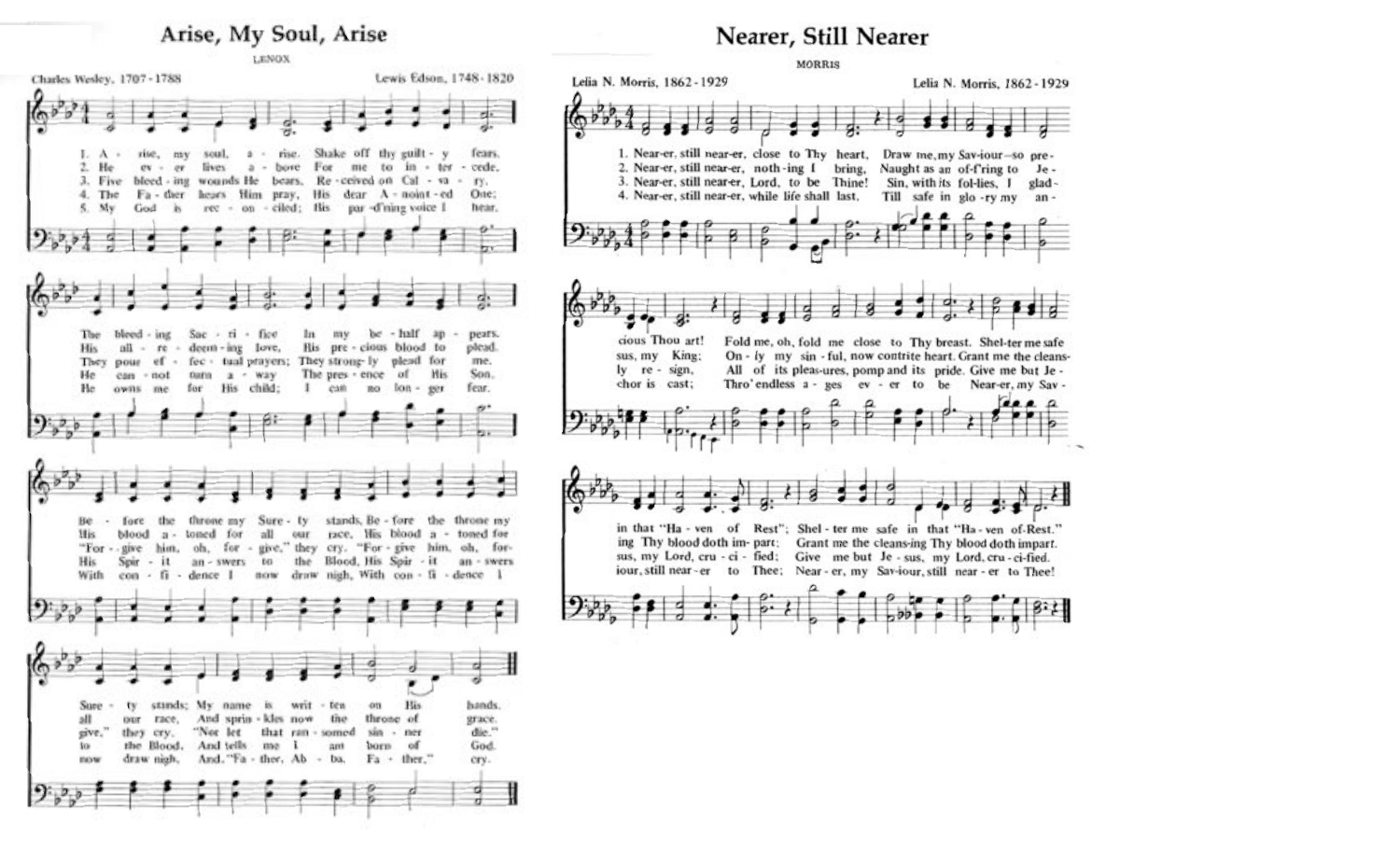# Arise, My Soul, Arise

LENOX

Charles Wesley, 1707-1788 — Lewis Edson, 1748-1820

1. Arise, my soul, arise; Shake off thy guilty fears. The bleeding Sacrifice In my behalf appears. Before the throne my Surety stands, Before the throne my Surety stands; My name is written on His hands.

2. He ever lives above For me to intercede, His all-redeeming love, His precious blood to plead. His blood atoned for all our race, His blood atoned for all our race, And sprinkles now the throne of grace.

3. Five bleeding wounds He bears, Received on Calvary; They pour effectual prayers; They strongly plead for me. "Forgive him, oh, forgive," they cry. "Forgive him, oh, forgive," they cry. "Nor let that ransomed sinner die."

4. The Father hears Him pray, His dear Anointed One; He cannot turn away The presence of His Son. His Spirit answers to the Blood, His Spirit answers to the Blood, And tells me I am born of God.

5. My God is reconciled; His pard'ning voice I hear. He owns me for His child; I can no longer fear. With confidence I now draw nigh, With confidence I now draw nigh, And, "Father, Abba, Father," cry.

# Nearer, Still Nearer

MORRIS

Lelia N. Morris, 1862-1929 — Lelia N. Morris, 1862-1929

1. Nearer, still nearer, close to Thy heart, Draw me, my Saviour—so precious Thou art! Fold me, oh, fold me close to Thy breast. Shelter me safe in that "Haven of Rest"; Shelter me safe in that "Haven of Rest."

2. Nearer, still nearer, nothing I bring, Naught as an off'ring to Jesus, my King; Only my sinful, now contrite heart. Grant me the cleansing Thy blood doth impart; Grant me the cleansing Thy blood doth impart.

3. Nearer, still nearer, Lord, to be Thine! Sin, with its follies, I gladly resign, All of its pleasures, pomp and its pride. Give me but Jesus, my Lord, crucified; Give me but Jesus, my Lord, crucified.

4. Nearer, still nearer, while life shall last, Till safe in glory my anchor is cast; Thro' endless ages ever to be Nearer, my Saviour, still nearer to Thee; Nearer, my Saviour, still nearer to Thee!